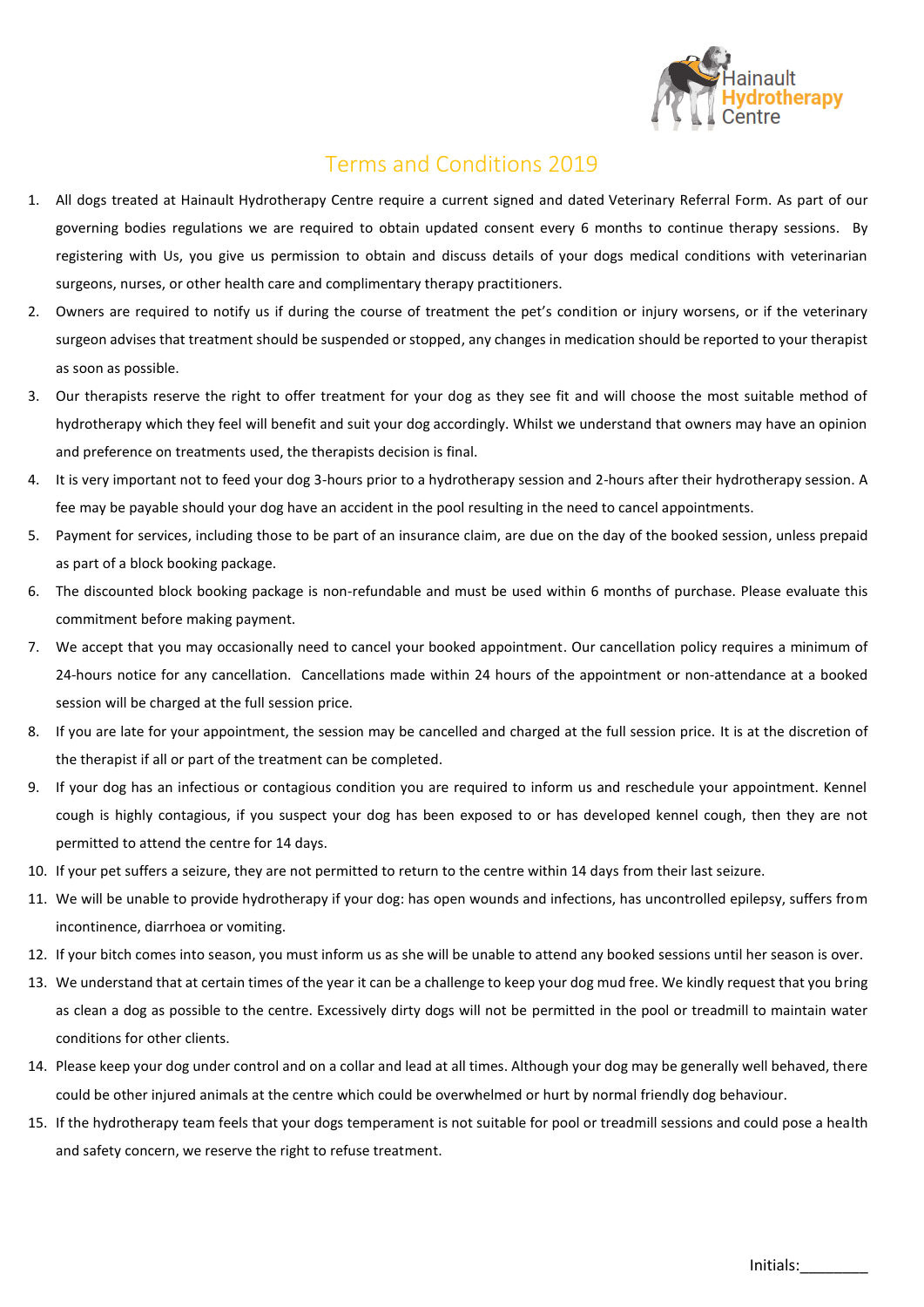Hainault Hydrotherapy Centre

# Terms and Conditions 2019

1. All dogs treated at Hainault Hydrotherapy Centre require a current signed and dated Veterinary Referral Form. As part of our governing bodies regulations we are required to obtain updated consent every 6 months to continue therapy sessions. By registering with Us, you give us permission to obtain and discuss details of your dogs medical conditions with veterinarian surgeons, nurses, or other health care and complimentary therapy practitioners.
2. Owners are required to notify us if during the course of treatment the pet's condition or injury worsens, or if the veterinary surgeon advises that treatment should be suspended or stopped, any changes in medication should be reported to your therapist as soon as possible.
3. Our therapists reserve the right to offer treatment for your dog as they see fit and will choose the most suitable method of hydrotherapy which they feel will benefit and suit your dog accordingly. Whilst we understand that owners may have an opinion and preference on treatments used, the therapists decision is final.
4. It is very important not to feed your dog 3-hours prior to a hydrotherapy session and 2-hours after their hydrotherapy session. A fee may be payable should your dog have an accident in the pool resulting in the need to cancel appointments.
5. Payment for services, including those to be part of an insurance claim, are due on the day of the booked session, unless prepaid as part of a block booking package.
6. The discounted block booking package is non-refundable and must be used within 6 months of purchase. Please evaluate this commitment before making payment.
7. We accept that you may occasionally need to cancel your booked appointment. Our cancellation policy requires a minimum of 24-hours notice for any cancellation. Cancellations made within 24 hours of the appointment or non-attendance at a booked session will be charged at the full session price.
8. If you are late for your appointment, the session may be cancelled and charged at the full session price. It is at the discretion of the therapist if all or part of the treatment can be completed.
9. If your dog has an infectious or contagious condition you are required to inform us and reschedule your appointment. Kennel cough is highly contagious, if you suspect your dog has been exposed to or has developed kennel cough, then they are not permitted to attend the centre for 14 days.
10. If your pet suffers a seizure, they are not permitted to return to the centre within 14 days from their last seizure.
11. We will be unable to provide hydrotherapy if your dog: has open wounds and infections, has uncontrolled epilepsy, suffers from incontinence, diarrhoea or vomiting.
12. If your bitch comes into season, you must inform us as she will be unable to attend any booked sessions until her season is over.
13. We understand that at certain times of the year it can be a challenge to keep your dog mud free. We kindly request that you bring as clean a dog as possible to the centre. Excessively dirty dogs will not be permitted in the pool or treadmill to maintain water conditions for other clients.
14. Please keep your dog under control and on a collar and lead at all times. Although your dog may be generally well behaved, there could be other injured animals at the centre which could be overwhelmed or hurt by normal friendly dog behaviour.
15. If the hydrotherapy team feels that your dogs temperament is not suitable for pool or treadmill sessions and could pose a health and safety concern, we reserve the right to refuse treatment.

Initials:________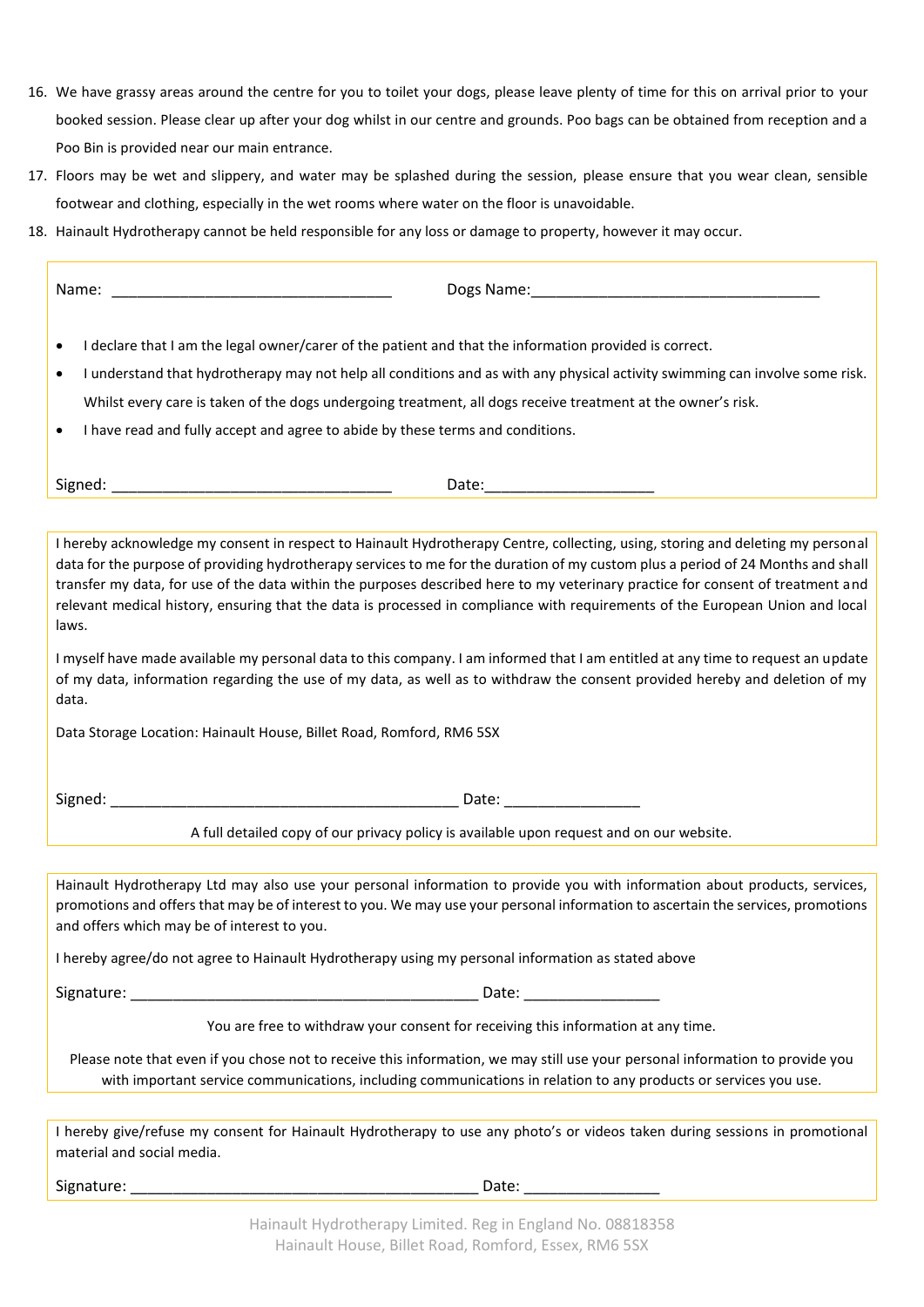16. We have grassy areas around the centre for you to toilet your dogs, please leave plenty of time for this on arrival prior to your booked session. Please clear up after your dog whilst in our centre and grounds. Poo bags can be obtained from reception and a Poo Bin is provided near our main entrance.
17. Floors may be wet and slippery, and water may be splashed during the session, please ensure that you wear clean, sensible footwear and clothing, especially in the wet rooms where water on the floor is unavoidable.
18. Hainault Hydrotherapy cannot be held responsible for any loss or damage to property, however it may occur.

Name: _________________________________ Dogs Name:__________________________________

- I declare that I am the legal owner/carer of the patient and that the information provided is correct.
- I understand that hydrotherapy may not help all conditions and as with any physical activity swimming can involve some risk. Whilst every care is taken of the dogs undergoing treatment, all dogs receive treatment at the owner's risk.
- I have read and fully accept and agree to abide by these terms and conditions.

Signed: _________________________________ Date:____________________

I hereby acknowledge my consent in respect to Hainault Hydrotherapy Centre, collecting, using, storing and deleting my personal data for the purpose of providing hydrotherapy services to me for the duration of my custom plus a period of 24 Months and shall transfer my data, for use of the data within the purposes described here to my veterinary practice for consent of treatment and relevant medical history, ensuring that the data is processed in compliance with requirements of the European Union and local laws.

I myself have made available my personal data to this company. I am informed that I am entitled at any time to request an update of my data, information regarding the use of my data, as well as to withdraw the consent provided hereby and deletion of my data.

Data Storage Location: Hainault House, Billet Road, Romford, RM6 5SX

Signed: ___________________________________________ Date: ________________

A full detailed copy of our privacy policy is available upon request and on our website.

Hainault Hydrotherapy Ltd may also use your personal information to provide you with information about products, services, promotions and offers that may be of interest to you. We may use your personal information to ascertain the services, promotions and offers which may be of interest to you.

I hereby agree/do not agree to Hainault Hydrotherapy using my personal information as stated above

Signature: __________________________________________ Date: ________________

You are free to withdraw your consent for receiving this information at any time.

Please note that even if you chose not to receive this information, we may still use your personal information to provide you with important service communications, including communications in relation to any products or services you use.

I hereby give/refuse my consent for Hainault Hydrotherapy to use any photo's or videos taken during sessions in promotional material and social media.

Signature: __________________________________________ Date: ________________

Hainault Hydrotherapy Limited. Reg in England No. 08818358
Hainault House, Billet Road, Romford, Essex, RM6 5SX